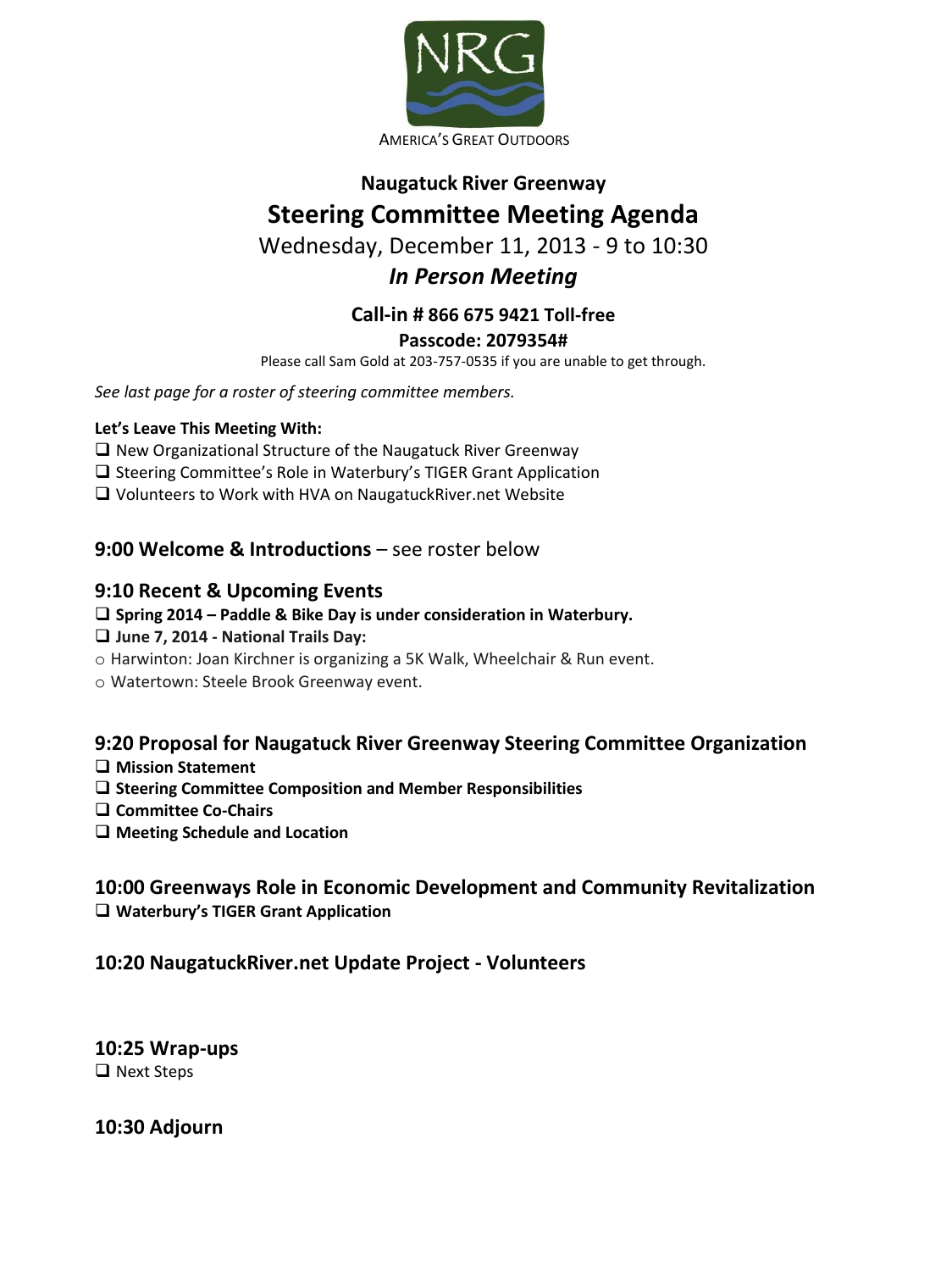NRG

AMERICA'S GREAT OUTDOORS

## Naugatuck River Greenway

# Steering Committee Meeting Agenda

Wednesday, December 11, 2013 - 9 to 10:30

***In Person Meeting***

**Call-in # 866 675 9421 Toll-free**

**Passcode: 2079354#**

Please call Sam Gold at 203-757-0535 if you are unable to get through.

*See last page for a roster of steering committee members.*

**Let's Leave This Meeting With:**

- ❑ New Organizational Structure of the Naugatuck River Greenway
- ❑ Steering Committee's Role in Waterbury's TIGER Grant Application
- ❑ Volunteers to Work with HVA on NaugatuckRiver.net Website

### **9:00 Welcome & Introductions** – see roster below

### 9:10 Recent & Upcoming Events

- ❑ **Spring 2014 – Paddle & Bike Day is under consideration in Waterbury.**
- ❑ **June 7, 2014 - National Trails Day:**
  - Harwinton: Joan Kirchner is organizing a 5K Walk, Wheelchair & Run event.
  - Watertown: Steele Brook Greenway event.

### 9:20 Proposal for Naugatuck River Greenway Steering Committee Organization

- ❑ **Mission Statement**
- ❑ **Steering Committee Composition and Member Responsibilities**
- ❑ **Committee Co-Chairs**
- ❑ **Meeting Schedule and Location**

### 10:00 Greenways Role in Economic Development and Community Revitalization

- ❑ **Waterbury's TIGER Grant Application**

### 10:20 NaugatuckRiver.net Update Project - Volunteers

### 10:25 Wrap-ups

- ❑ Next Steps

### 10:30 Adjourn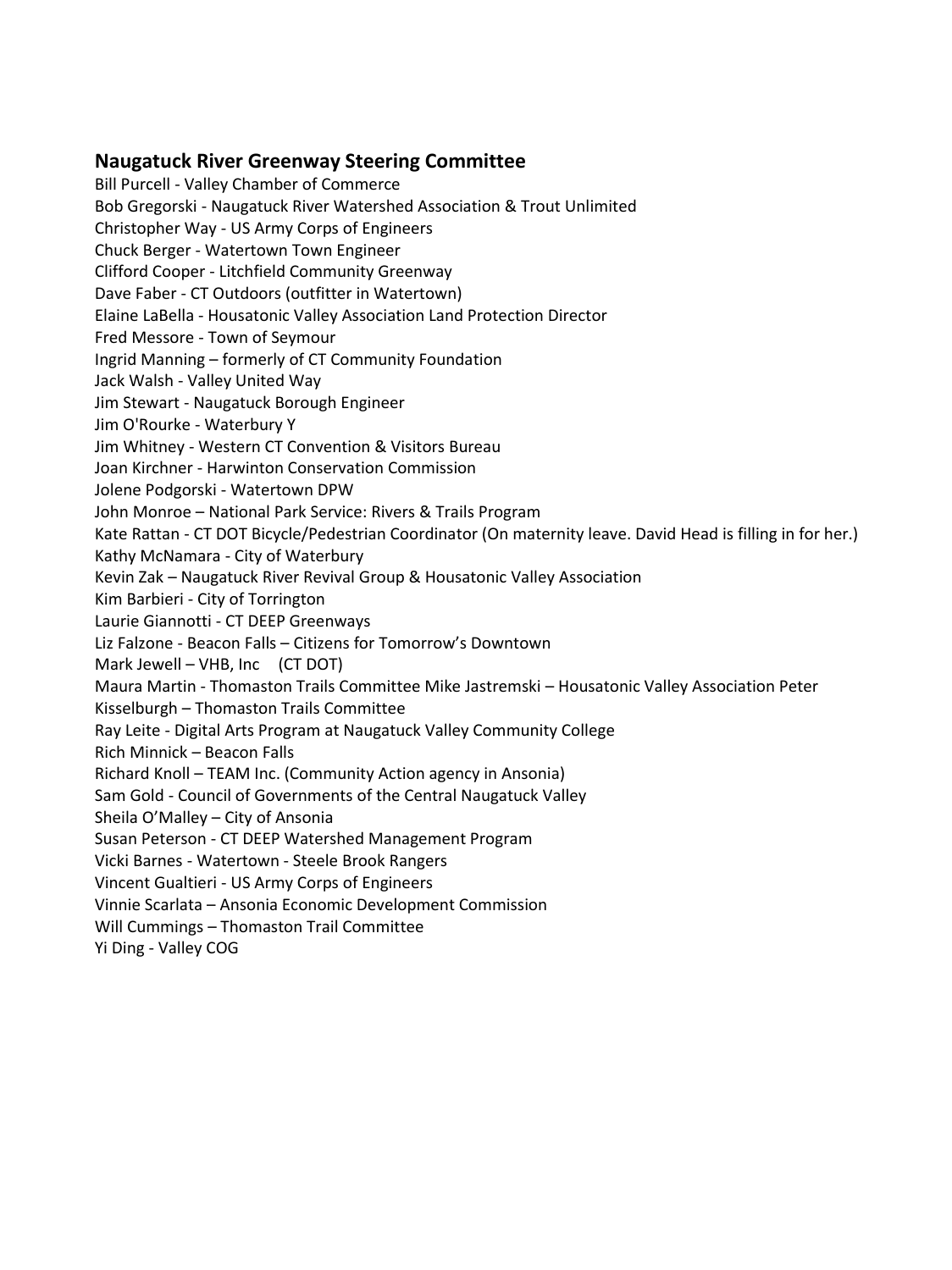## Naugatuck River Greenway Steering Committee

Bill Purcell - Valley Chamber of Commerce
Bob Gregorski - Naugatuck River Watershed Association & Trout Unlimited
Christopher Way - US Army Corps of Engineers
Chuck Berger - Watertown Town Engineer
Clifford Cooper - Litchfield Community Greenway
Dave Faber - CT Outdoors (outfitter in Watertown)
Elaine LaBella - Housatonic Valley Association Land Protection Director
Fred Messore - Town of Seymour
Ingrid Manning – formerly of CT Community Foundation
Jack Walsh - Valley United Way
Jim Stewart - Naugatuck Borough Engineer
Jim O'Rourke - Waterbury Y
Jim Whitney - Western CT Convention & Visitors Bureau
Joan Kirchner - Harwinton Conservation Commission
Jolene Podgorski - Watertown DPW
John Monroe – National Park Service: Rivers & Trails Program
Kate Rattan - CT DOT Bicycle/Pedestrian Coordinator (On maternity leave. David Head is filling in for her.)
Kathy McNamara - City of Waterbury
Kevin Zak – Naugatuck River Revival Group & Housatonic Valley Association
Kim Barbieri - City of Torrington
Laurie Giannotti - CT DEEP Greenways
Liz Falzone - Beacon Falls – Citizens for Tomorrow's Downtown
Mark Jewell – VHB, Inc (CT DOT)
Maura Martin - Thomaston Trails Committee Mike Jastremski – Housatonic Valley Association Peter Kisselburgh – Thomaston Trails Committee
Ray Leite - Digital Arts Program at Naugatuck Valley Community College
Rich Minnick – Beacon Falls
Richard Knoll – TEAM Inc. (Community Action agency in Ansonia)
Sam Gold - Council of Governments of the Central Naugatuck Valley
Sheila O'Malley – City of Ansonia
Susan Peterson - CT DEEP Watershed Management Program
Vicki Barnes - Watertown - Steele Brook Rangers
Vincent Gualtieri - US Army Corps of Engineers
Vinnie Scarlata – Ansonia Economic Development Commission
Will Cummings – Thomaston Trail Committee
Yi Ding - Valley COG